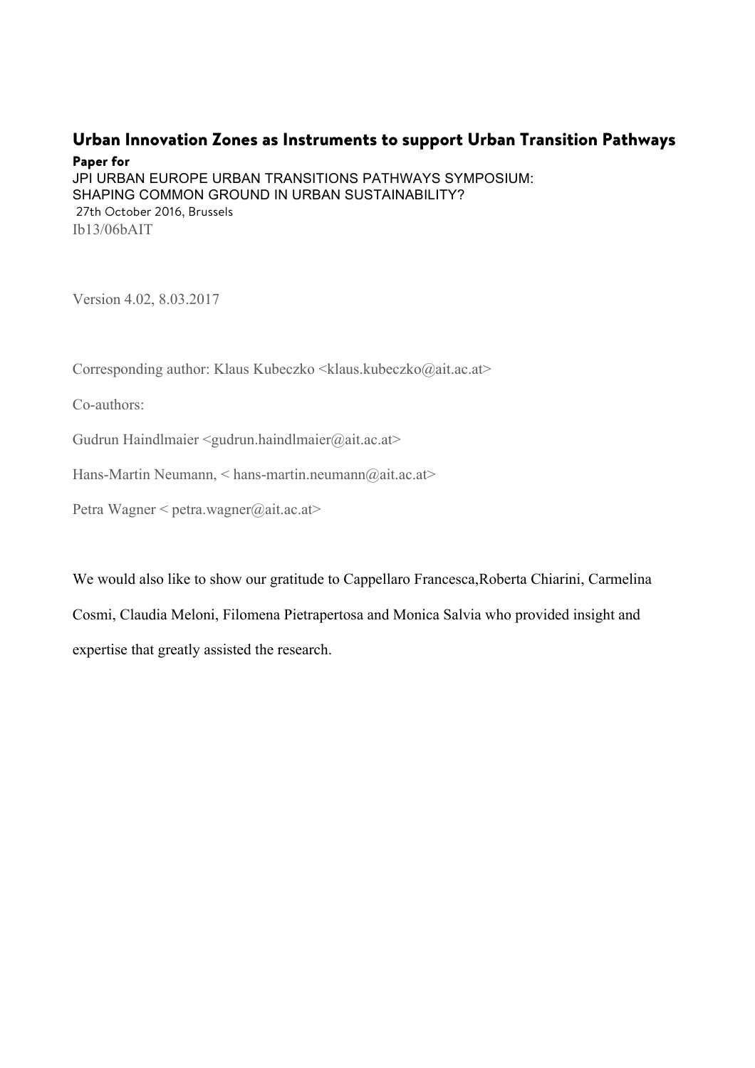# Urban Innovation Zones as Instruments to support Urban Transition Pathways

**Paper for**

JPI URBAN EUROPE URBAN TRANSITIONS PATHWAYS SYMPOSIUM:
SHAPING COMMON GROUND IN URBAN SUSTAINABILITY?

27th October 2016, Brussels

Ib13/06bAIT

Version 4.02, 8.03.2017

Corresponding author: Klaus Kubeczko <klaus.kubeczko@ait.ac.at>

Co-authors:

Gudrun Haindlmaier <gudrun.haindlmaier@ait.ac.at>

Hans-Martin Neumann, < hans-martin.neumann@ait.ac.at>

Petra Wagner < petra.wagner@ait.ac.at>

We would also like to show our gratitude to Cappellaro Francesca,Roberta Chiarini, Carmelina Cosmi, Claudia Meloni, Filomena Pietrapertosa and Monica Salvia who provided insight and expertise that greatly assisted the research.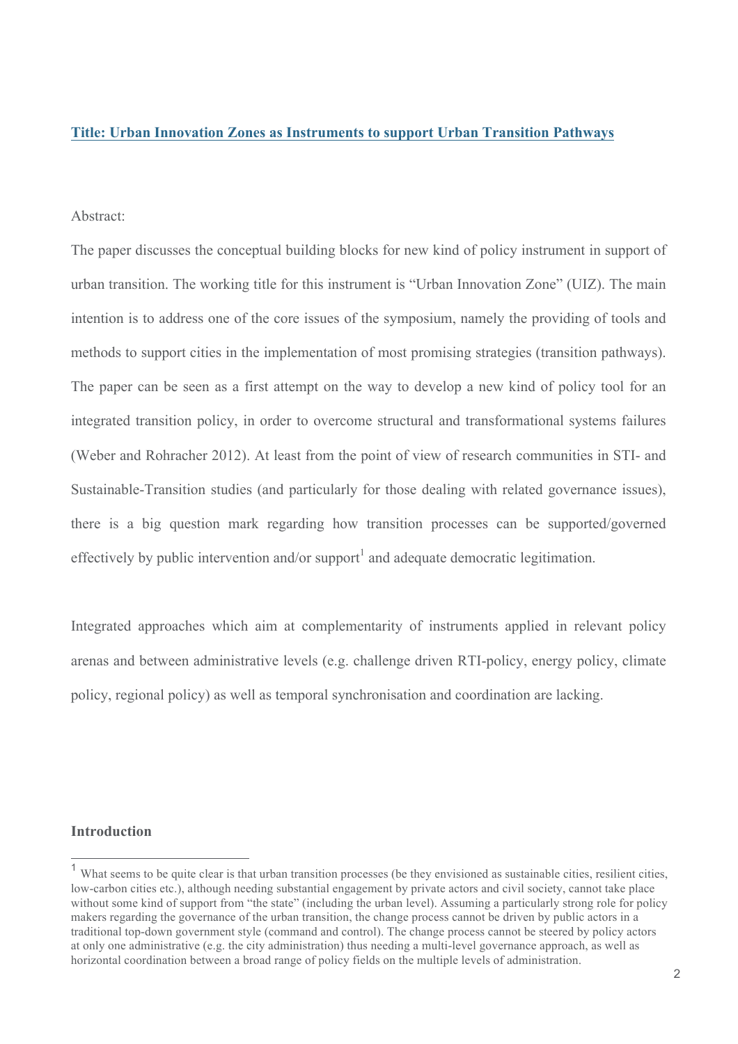## Title: Urban Innovation Zones as Instruments to support Urban Transition Pathways

Abstract:

The paper discusses the conceptual building blocks for new kind of policy instrument in support of urban transition. The working title for this instrument is "Urban Innovation Zone" (UIZ). The main intention is to address one of the core issues of the symposium, namely the providing of tools and methods to support cities in the implementation of most promising strategies (transition pathways). The paper can be seen as a first attempt on the way to develop a new kind of policy tool for an integrated transition policy, in order to overcome structural and transformational systems failures (Weber and Rohracher 2012). At least from the point of view of research communities in STI- and Sustainable-Transition studies (and particularly for those dealing with related governance issues), there is a big question mark regarding how transition processes can be supported/governed effectively by public intervention and/or support[1] and adequate democratic legitimation.

Integrated approaches which aim at complementarity of instruments applied in relevant policy arenas and between administrative levels (e.g. challenge driven RTI-policy, energy policy, climate policy, regional policy) as well as temporal synchronisation and coordination are lacking.

**Introduction**

[1] What seems to be quite clear is that urban transition processes (be they envisioned as sustainable cities, resilient cities, low-carbon cities etc.), although needing substantial engagement by private actors and civil society, cannot take place without some kind of support from "the state" (including the urban level). Assuming a particularly strong role for policy makers regarding the governance of the urban transition, the change process cannot be driven by public actors in a traditional top-down government style (command and control). The change process cannot be steered by policy actors at only one administrative (e.g. the city administration) thus needing a multi-level governance approach, as well as horizontal coordination between a broad range of policy fields on the multiple levels of administration.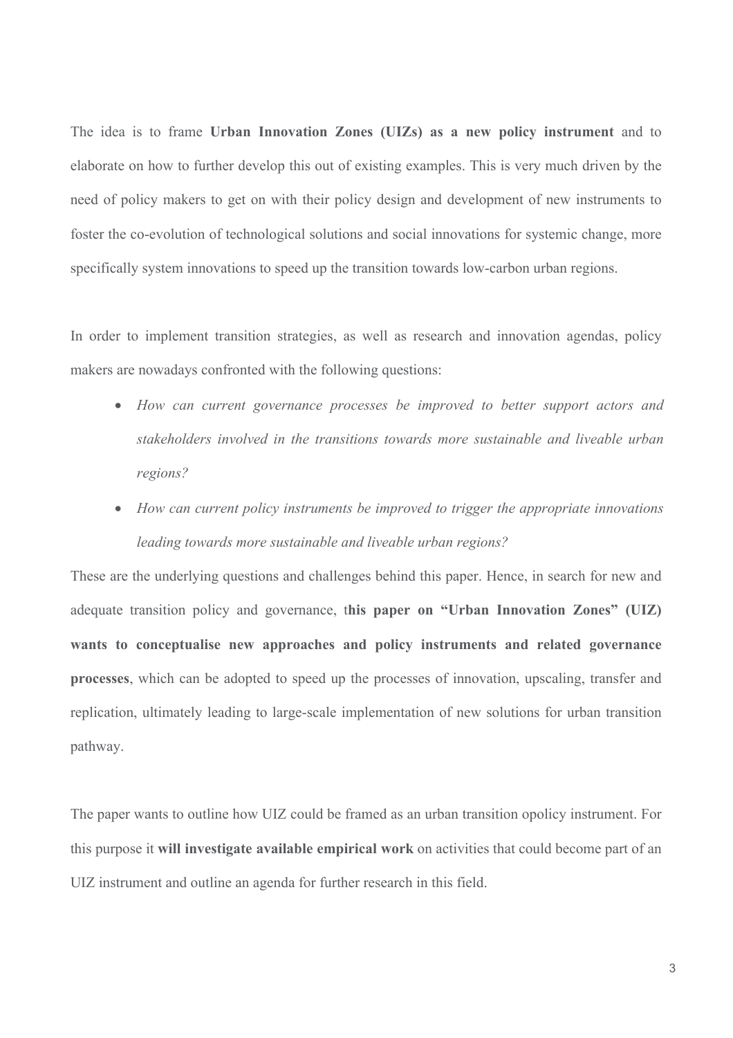The idea is to frame **Urban Innovation Zones (UIZs) as a new policy instrument** and to elaborate on how to further develop this out of existing examples. This is very much driven by the need of policy makers to get on with their policy design and development of new instruments to foster the co-evolution of technological solutions and social innovations for systemic change, more specifically system innovations to speed up the transition towards low-carbon urban regions.

In order to implement transition strategies, as well as research and innovation agendas, policy makers are nowadays confronted with the following questions:

- *How can current governance processes be improved to better support actors and stakeholders involved in the transitions towards more sustainable and liveable urban regions?*
- *How can current policy instruments be improved to trigger the appropriate innovations leading towards more sustainable and liveable urban regions?*

These are the underlying questions and challenges behind this paper. Hence, in search for new and adequate transition policy and governance, t**his paper on "Urban Innovation Zones" (UIZ) wants to conceptualise new approaches and policy instruments and related governance processes**, which can be adopted to speed up the processes of innovation, upscaling, transfer and replication, ultimately leading to large-scale implementation of new solutions for urban transition pathway.

The paper wants to outline how UIZ could be framed as an urban transition opolicy instrument. For this purpose it **will investigate available empirical work** on activities that could become part of an UIZ instrument and outline an agenda for further research in this field.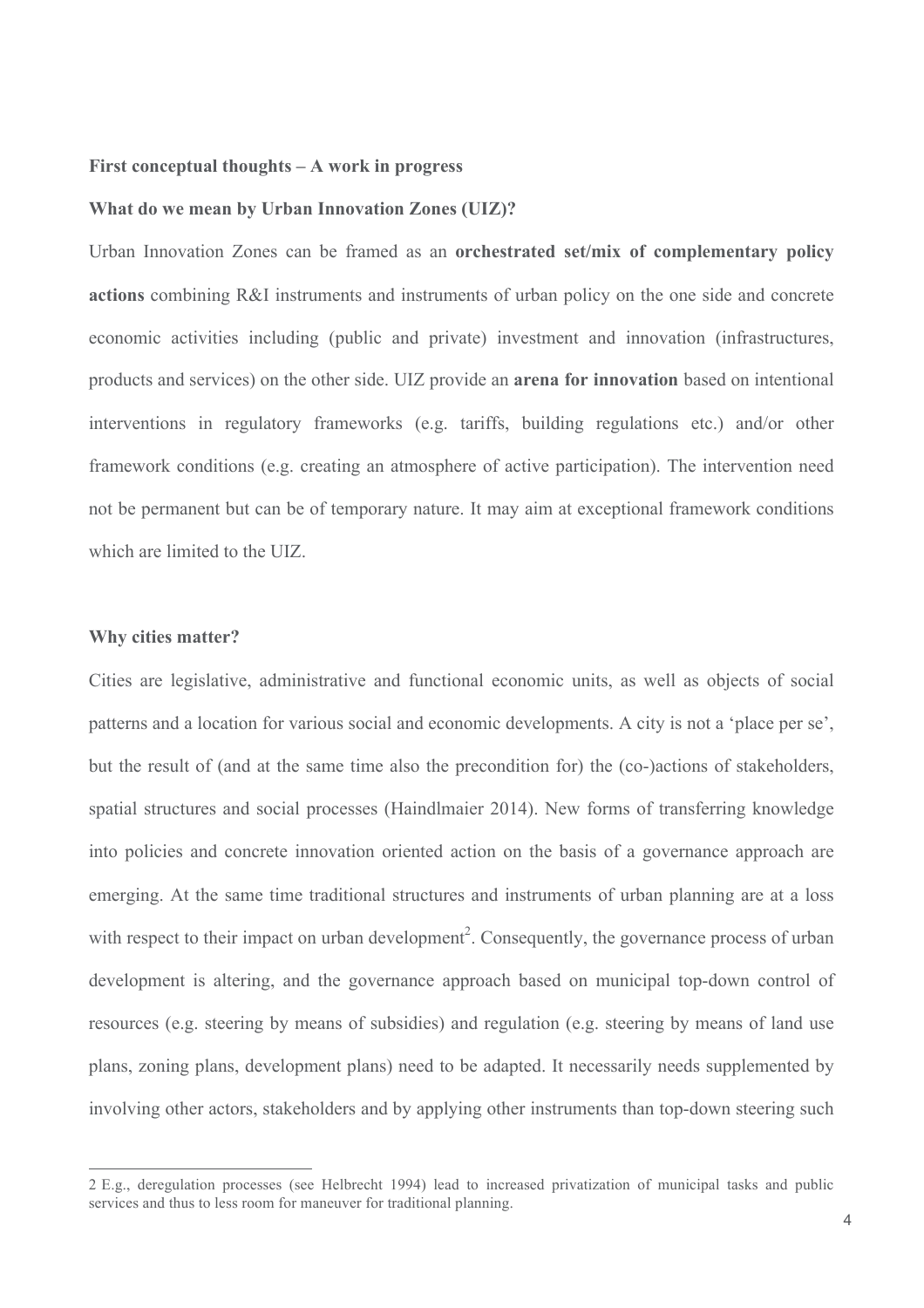**First conceptual thoughts – A work in progress**

**What do we mean by Urban Innovation Zones (UIZ)?**

Urban Innovation Zones can be framed as an **orchestrated set/mix of complementary policy actions** combining R&I instruments and instruments of urban policy on the one side and concrete economic activities including (public and private) investment and innovation (infrastructures, products and services) on the other side. UIZ provide an **arena for innovation** based on intentional interventions in regulatory frameworks (e.g. tariffs, building regulations etc.) and/or other framework conditions (e.g. creating an atmosphere of active participation). The intervention need not be permanent but can be of temporary nature. It may aim at exceptional framework conditions which are limited to the UIZ.

**Why cities matter?**

Cities are legislative, administrative and functional economic units, as well as objects of social patterns and a location for various social and economic developments. A city is not a 'place per se', but the result of (and at the same time also the precondition for) the (co-)actions of stakeholders, spatial structures and social processes (Haindlmaier 2014). New forms of transferring knowledge into policies and concrete innovation oriented action on the basis of a governance approach are emerging. At the same time traditional structures and instruments of urban planning are at a loss with respect to their impact on urban development[2]. Consequently, the governance process of urban development is altering, and the governance approach based on municipal top-down control of resources (e.g. steering by means of subsidies) and regulation (e.g. steering by means of land use plans, zoning plans, development plans) need to be adapted. It necessarily needs supplemented by involving other actors, stakeholders and by applying other instruments than top-down steering such

---

2 E.g., deregulation processes (see Helbrecht 1994) lead to increased privatization of municipal tasks and public services and thus to less room for maneuver for traditional planning.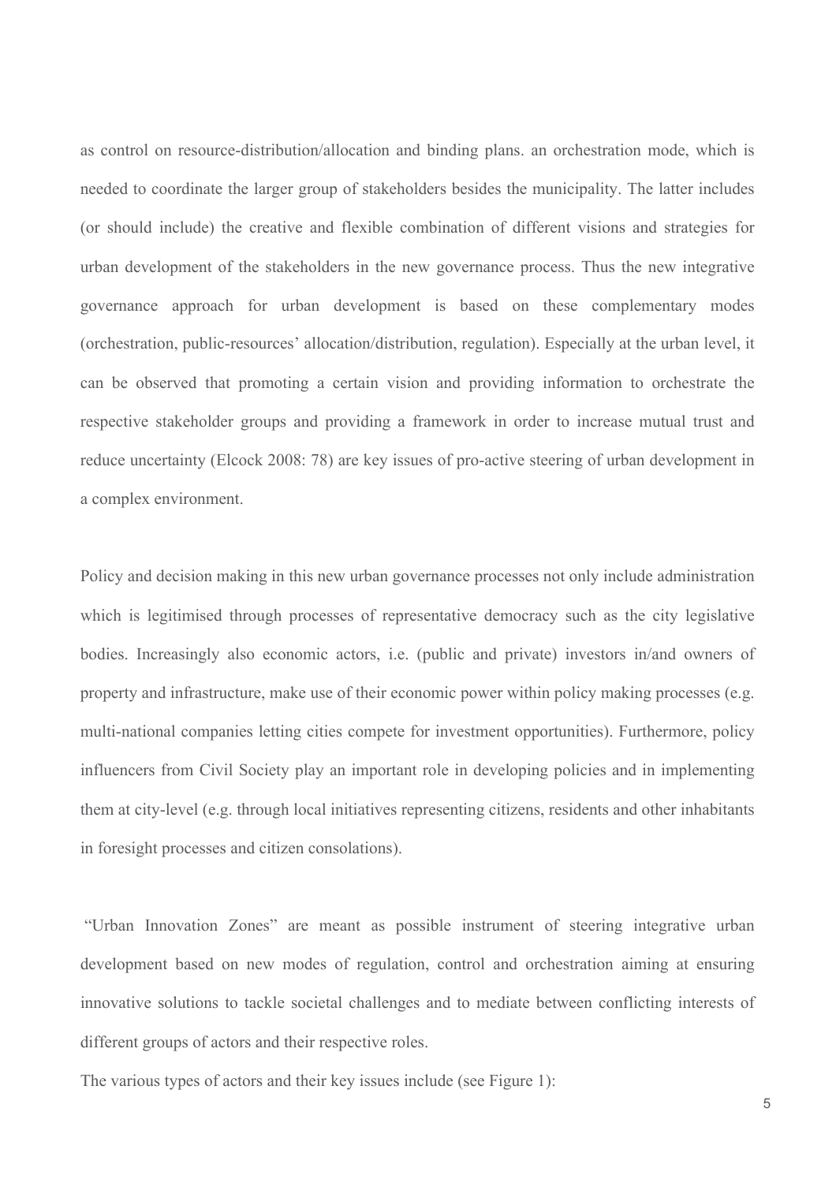as control on resource-distribution/allocation and binding plans. an orchestration mode, which is needed to coordinate the larger group of stakeholders besides the municipality. The latter includes (or should include) the creative and flexible combination of different visions and strategies for urban development of the stakeholders in the new governance process. Thus the new integrative governance approach for urban development is based on these complementary modes (orchestration, public-resources' allocation/distribution, regulation). Especially at the urban level, it can be observed that promoting a certain vision and providing information to orchestrate the respective stakeholder groups and providing a framework in order to increase mutual trust and reduce uncertainty (Elcock 2008: 78) are key issues of pro-active steering of urban development in a complex environment.

Policy and decision making in this new urban governance processes not only include administration which is legitimised through processes of representative democracy such as the city legislative bodies. Increasingly also economic actors, i.e. (public and private) investors in/and owners of property and infrastructure, make use of their economic power within policy making processes (e.g. multi-national companies letting cities compete for investment opportunities). Furthermore, policy influencers from Civil Society play an important role in developing policies and in implementing them at city-level (e.g. through local initiatives representing citizens, residents and other inhabitants in foresight processes and citizen consolations).

"Urban Innovation Zones" are meant as possible instrument of steering integrative urban development based on new modes of regulation, control and orchestration aiming at ensuring innovative solutions to tackle societal challenges and to mediate between conflicting interests of different groups of actors and their respective roles.

The various types of actors and their key issues include (see Figure 1):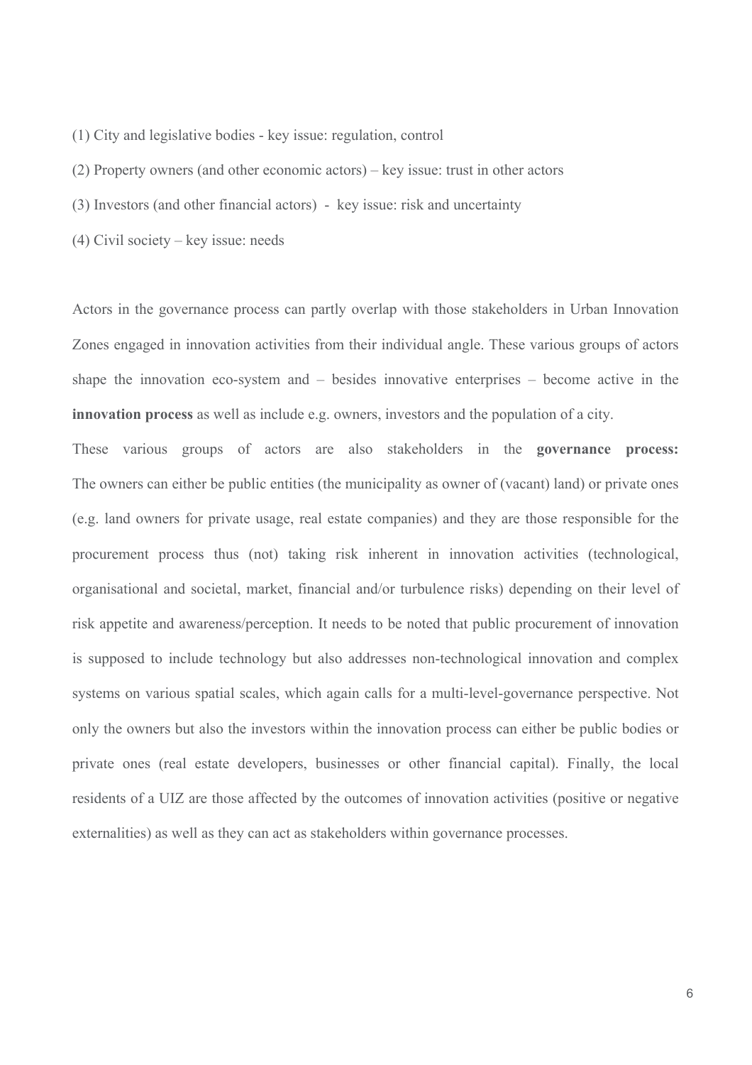(1) City and legislative bodies - key issue: regulation, control

(2) Property owners (and other economic actors) – key issue: trust in other actors

(3) Investors (and other financial actors) - key issue: risk and uncertainty

(4) Civil society – key issue: needs

Actors in the governance process can partly overlap with those stakeholders in Urban Innovation Zones engaged in innovation activities from their individual angle. These various groups of actors shape the innovation eco-system and – besides innovative enterprises – become active in the **innovation process** as well as include e.g. owners, investors and the population of a city.

These various groups of actors are also stakeholders in the **governance process:** The owners can either be public entities (the municipality as owner of (vacant) land) or private ones (e.g. land owners for private usage, real estate companies) and they are those responsible for the procurement process thus (not) taking risk inherent in innovation activities (technological, organisational and societal, market, financial and/or turbulence risks) depending on their level of risk appetite and awareness/perception. It needs to be noted that public procurement of innovation is supposed to include technology but also addresses non-technological innovation and complex systems on various spatial scales, which again calls for a multi-level-governance perspective. Not only the owners but also the investors within the innovation process can either be public bodies or private ones (real estate developers, businesses or other financial capital). Finally, the local residents of a UIZ are those affected by the outcomes of innovation activities (positive or negative externalities) as well as they can act as stakeholders within governance processes.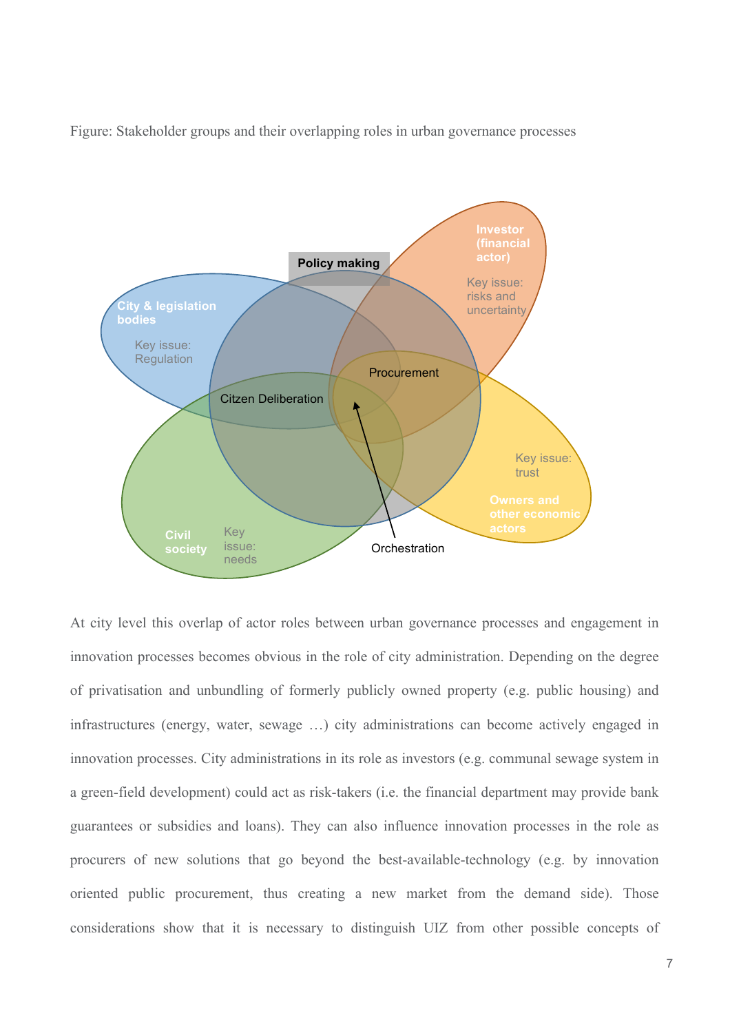Figure: Stakeholder groups and their overlapping roles in urban governance processes

At city level this overlap of actor roles between urban governance processes and engagement in innovation processes becomes obvious in the role of city administration. Depending on the degree of privatisation and unbundling of formerly publicly owned property (e.g. public housing) and infrastructures (energy, water, sewage …) city administrations can become actively engaged in innovation processes. City administrations in its role as investors (e.g. communal sewage system in a green-field development) could act as risk-takers (i.e. the financial department may provide bank guarantees or subsidies and loans). They can also influence innovation processes in the role as procurers of new solutions that go beyond the best-available-technology (e.g. by innovation oriented public procurement, thus creating a new market from the demand side). Those considerations show that it is necessary to distinguish UIZ from other possible concepts of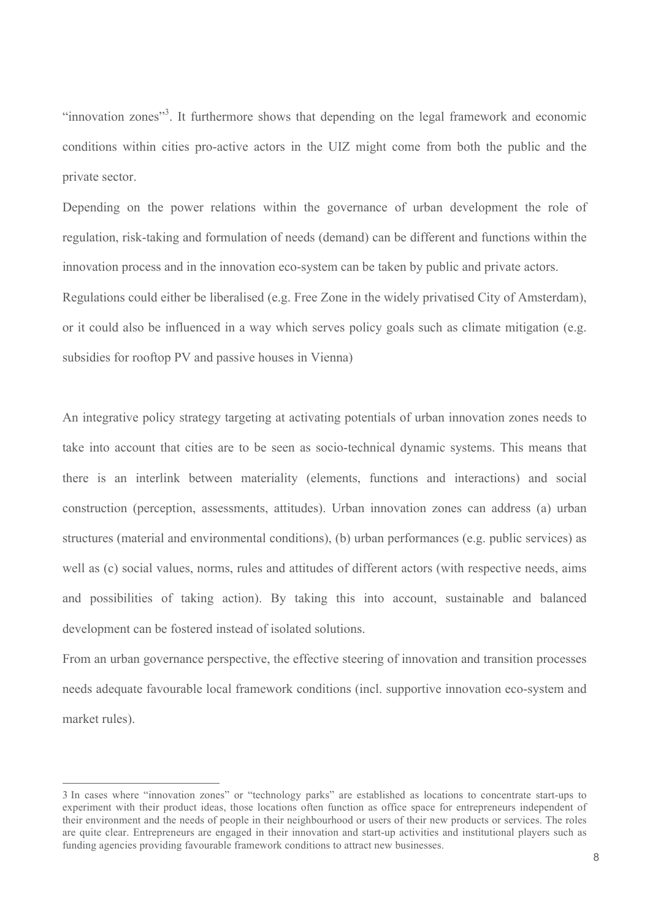"innovation zones"[3]. It furthermore shows that depending on the legal framework and economic conditions within cities pro-active actors in the UIZ might come from both the public and the private sector.

Depending on the power relations within the governance of urban development the role of regulation, risk-taking and formulation of needs (demand) can be different and functions within the innovation process and in the innovation eco-system can be taken by public and private actors. Regulations could either be liberalised (e.g. Free Zone in the widely privatised City of Amsterdam), or it could also be influenced in a way which serves policy goals such as climate mitigation (e.g. subsidies for rooftop PV and passive houses in Vienna)

An integrative policy strategy targeting at activating potentials of urban innovation zones needs to take into account that cities are to be seen as socio-technical dynamic systems. This means that there is an interlink between materiality (elements, functions and interactions) and social construction (perception, assessments, attitudes). Urban innovation zones can address (a) urban structures (material and environmental conditions), (b) urban performances (e.g. public services) as well as (c) social values, norms, rules and attitudes of different actors (with respective needs, aims and possibilities of taking action). By taking this into account, sustainable and balanced development can be fostered instead of isolated solutions.

From an urban governance perspective, the effective steering of innovation and transition processes needs adequate favourable local framework conditions (incl. supportive innovation eco-system and market rules).

---

3 In cases where "innovation zones" or "technology parks" are established as locations to concentrate start-ups to experiment with their product ideas, those locations often function as office space for entrepreneurs independent of their environment and the needs of people in their neighbourhood or users of their new products or services. The roles are quite clear. Entrepreneurs are engaged in their innovation and start-up activities and institutional players such as funding agencies providing favourable framework conditions to attract new businesses.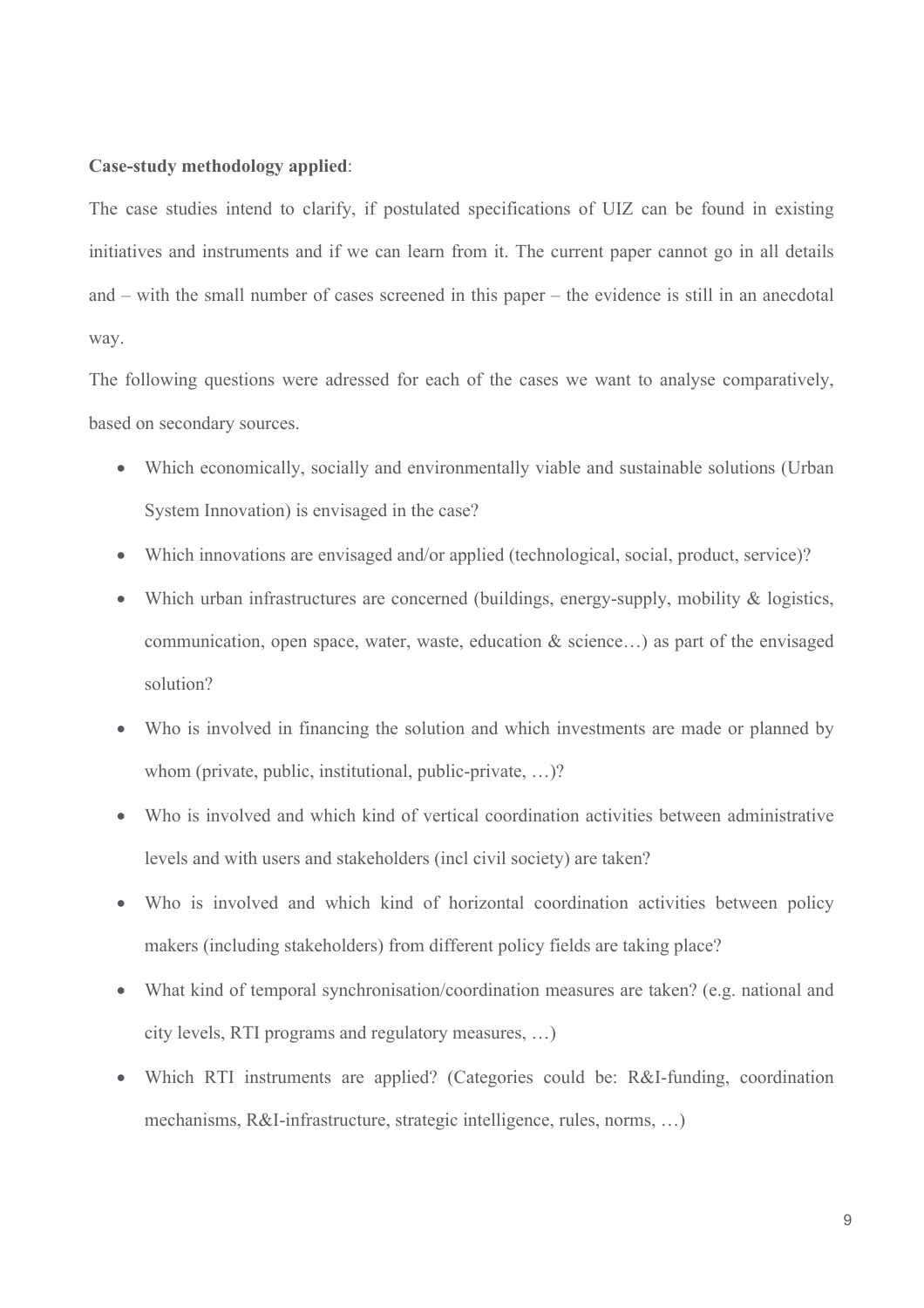**Case-study methodology applied**:

The case studies intend to clarify, if postulated specifications of UIZ can be found in existing initiatives and instruments and if we can learn from it. The current paper cannot go in all details and – with the small number of cases screened in this paper – the evidence is still in an anecdotal way.

The following questions were adressed for each of the cases we want to analyse comparatively, based on secondary sources.

- Which economically, socially and environmentally viable and sustainable solutions (Urban System Innovation) is envisaged in the case?
- Which innovations are envisaged and/or applied (technological, social, product, service)?
- Which urban infrastructures are concerned (buildings, energy-supply, mobility & logistics, communication, open space, water, waste, education & science…) as part of the envisaged solution?
- Who is involved in financing the solution and which investments are made or planned by whom (private, public, institutional, public-private, …)?
- Who is involved and which kind of vertical coordination activities between administrative levels and with users and stakeholders (incl civil society) are taken?
- Who is involved and which kind of horizontal coordination activities between policy makers (including stakeholders) from different policy fields are taking place?
- What kind of temporal synchronisation/coordination measures are taken? (e.g. national and city levels, RTI programs and regulatory measures, …)
- Which RTI instruments are applied? (Categories could be: R&I-funding, coordination mechanisms, R&I-infrastructure, strategic intelligence, rules, norms, …)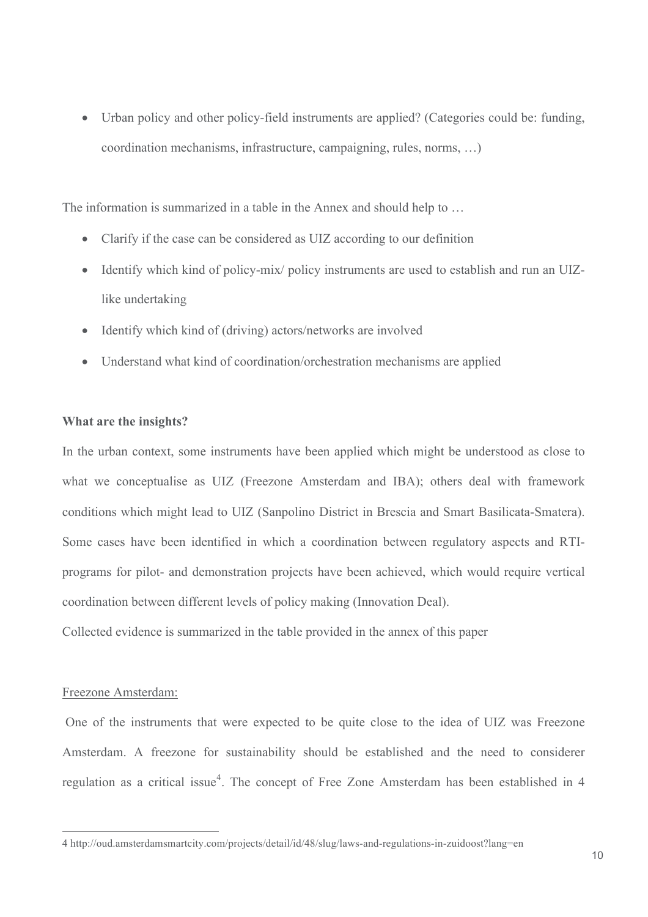- Urban policy and other policy-field instruments are applied? (Categories could be: funding, coordination mechanisms, infrastructure, campaigning, rules, norms, …)

The information is summarized in a table in the Annex and should help to …

- Clarify if the case can be considered as UIZ according to our definition
- Identify which kind of policy-mix/ policy instruments are used to establish and run an UIZ-like undertaking
- Identify which kind of (driving) actors/networks are involved
- Understand what kind of coordination/orchestration mechanisms are applied

**What are the insights?**

In the urban context, some instruments have been applied which might be understood as close to what we conceptualise as UIZ (Freezone Amsterdam and IBA); others deal with framework conditions which might lead to UIZ (Sanpolino District in Brescia and Smart Basilicata-Smatera). Some cases have been identified in which a coordination between regulatory aspects and RTI-programs for pilot- and demonstration projects have been achieved, which would require vertical coordination between different levels of policy making (Innovation Deal).

Collected evidence is summarized in the table provided in the annex of this paper

Freezone Amsterdam:

One of the instruments that were expected to be quite close to the idea of UIZ was Freezone Amsterdam. A freezone for sustainability should be established and the need to considerer regulation as a critical issue[4]. The concept of Free Zone Amsterdam has been established in 4

4 http://oud.amsterdamsmartcity.com/projects/detail/id/48/slug/laws-and-regulations-in-zuidoost?lang=en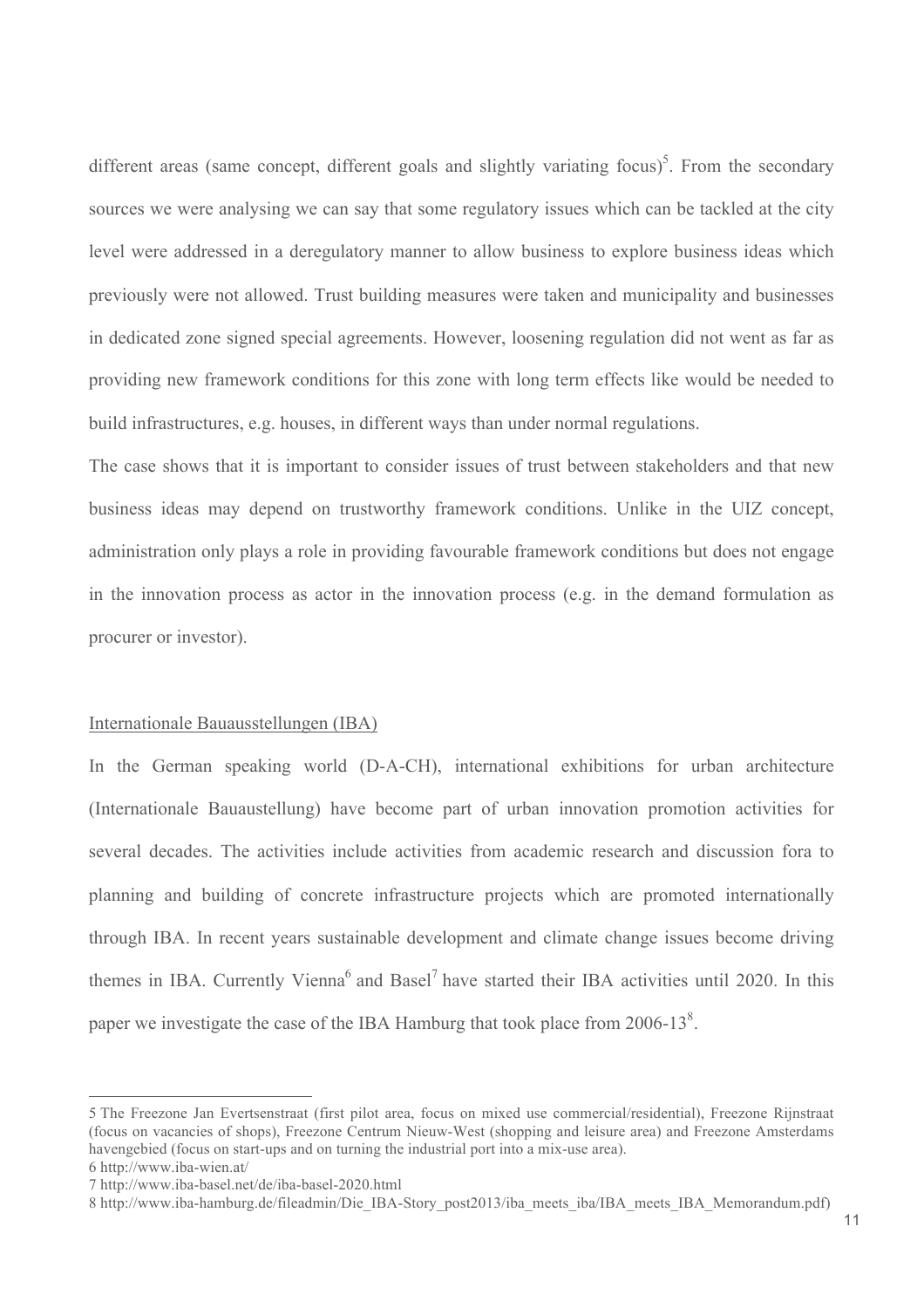different areas (same concept, different goals and slightly variating focus)[5]. From the secondary sources we were analysing we can say that some regulatory issues which can be tackled at the city level were addressed in a deregulatory manner to allow business to explore business ideas which previously were not allowed. Trust building measures were taken and municipality and businesses in dedicated zone signed special agreements. However, loosening regulation did not went as far as providing new framework conditions for this zone with long term effects like would be needed to build infrastructures, e.g. houses, in different ways than under normal regulations.

The case shows that it is important to consider issues of trust between stakeholders and that new business ideas may depend on trustworthy framework conditions. Unlike in the UIZ concept, administration only plays a role in providing favourable framework conditions but does not engage in the innovation process as actor in the innovation process (e.g. in the demand formulation as procurer or investor).

<u>Internationale Bauausstellungen (IBA)</u>

In the German speaking world (D-A-CH), international exhibitions for urban architecture (Internationale Bauaustellung) have become part of urban innovation promotion activities for several decades. The activities include activities from academic research and discussion fora to planning and building of concrete infrastructure projects which are promoted internationally through IBA. In recent years sustainable development and climate change issues become driving themes in IBA. Currently Vienna[6] and Basel[7] have started their IBA activities until 2020. In this paper we investigate the case of the IBA Hamburg that took place from 2006-13[8].

---

5 The Freezone Jan Evertsenstraat (first pilot area, focus on mixed use commercial/residential), Freezone Rijnstraat (focus on vacancies of shops), Freezone Centrum Nieuw-West (shopping and leisure area) and Freezone Amsterdams havengebied (focus on start-ups and on turning the industrial port into a mix-use area).

6 http://www.iba-wien.at/

7 http://www.iba-basel.net/de/iba-basel-2020.html

8 http://www.iba-hamburg.de/fileadmin/Die_IBA-Story_post2013/iba_meets_iba/IBA_meets_IBA_Memorandum.pdf)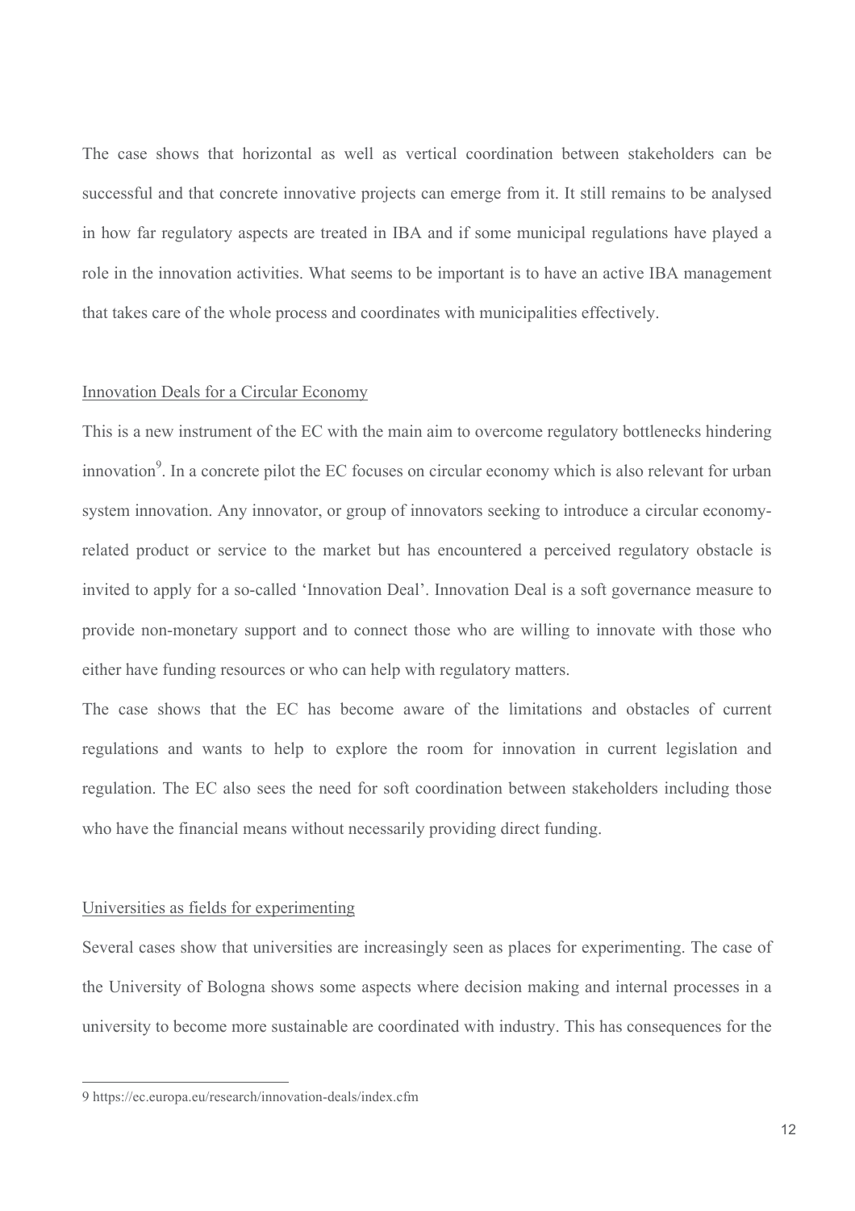The case shows that horizontal as well as vertical coordination between stakeholders can be successful and that concrete innovative projects can emerge from it. It still remains to be analysed in how far regulatory aspects are treated in IBA and if some municipal regulations have played a role in the innovation activities. What seems to be important is to have an active IBA management that takes care of the whole process and coordinates with municipalities effectively.

<u>Innovation Deals for a Circular Economy</u>

This is a new instrument of the EC with the main aim to overcome regulatory bottlenecks hindering innovation[9]. In a concrete pilot the EC focuses on circular economy which is also relevant for urban system innovation. Any innovator, or group of innovators seeking to introduce a circular economy-related product or service to the market but has encountered a perceived regulatory obstacle is invited to apply for a so-called 'Innovation Deal'. Innovation Deal is a soft governance measure to provide non-monetary support and to connect those who are willing to innovate with those who either have funding resources or who can help with regulatory matters.

The case shows that the EC has become aware of the limitations and obstacles of current regulations and wants to help to explore the room for innovation in current legislation and regulation. The EC also sees the need for soft coordination between stakeholders including those who have the financial means without necessarily providing direct funding.

<u>Universities as fields for experimenting</u>

Several cases show that universities are increasingly seen as places for experimenting. The case of the University of Bologna shows some aspects where decision making and internal processes in a university to become more sustainable are coordinated with industry. This has consequences for the

---

9 https://ec.europa.eu/research/innovation-deals/index.cfm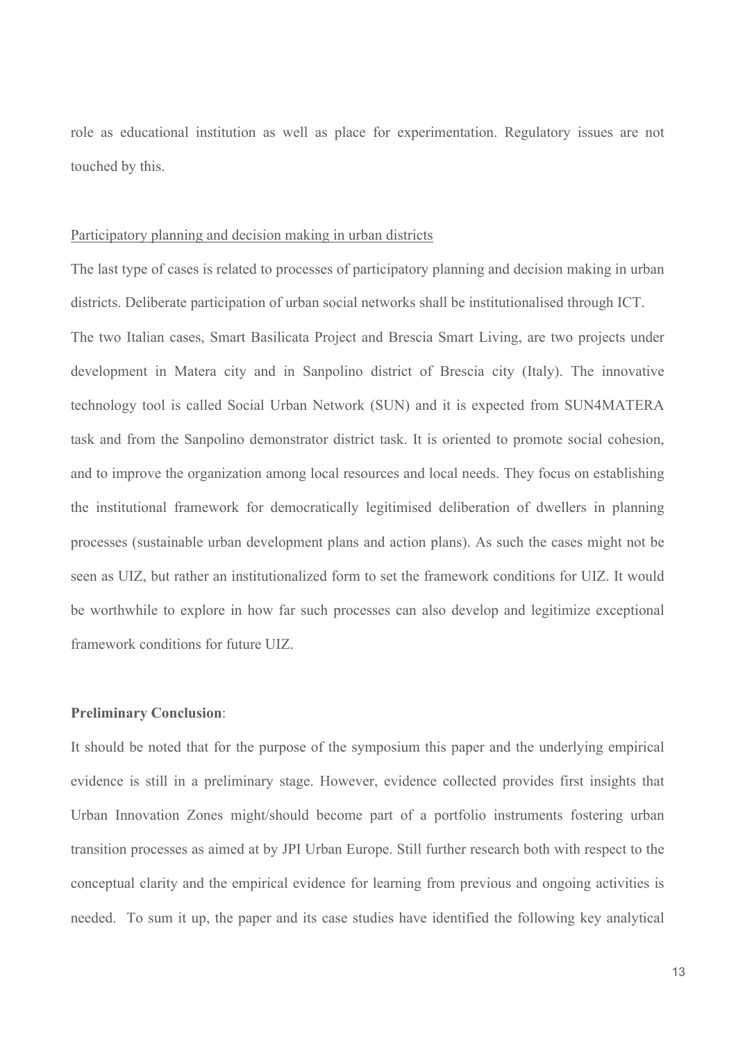role as educational institution as well as place for experimentation. Regulatory issues are not touched by this.

<u>Participatory planning and decision making in urban districts</u>

The last type of cases is related to processes of participatory planning and decision making in urban districts. Deliberate participation of urban social networks shall be institutionalised through ICT.

The two Italian cases, Smart Basilicata Project and Brescia Smart Living, are two projects under development in Matera city and in Sanpolino district of Brescia city (Italy). The innovative technology tool is called Social Urban Network (SUN) and it is expected from SUN4MATERA task and from the Sanpolino demonstrator district task. It is oriented to promote social cohesion, and to improve the organization among local resources and local needs. They focus on establishing the institutional framework for democratically legitimised deliberation of dwellers in planning processes (sustainable urban development plans and action plans). As such the cases might not be seen as UIZ, but rather an institutionalized form to set the framework conditions for UIZ. It would be worthwhile to explore in how far such processes can also develop and legitimize exceptional framework conditions for future UIZ.

**Preliminary Conclusion**:

It should be noted that for the purpose of the symposium this paper and the underlying empirical evidence is still in a preliminary stage. However, evidence collected provides first insights that Urban Innovation Zones might/should become part of a portfolio instruments fostering urban transition processes as aimed at by JPI Urban Europe. Still further research both with respect to the conceptual clarity and the empirical evidence for learning from previous and ongoing activities is needed. To sum it up, the paper and its case studies have identified the following key analytical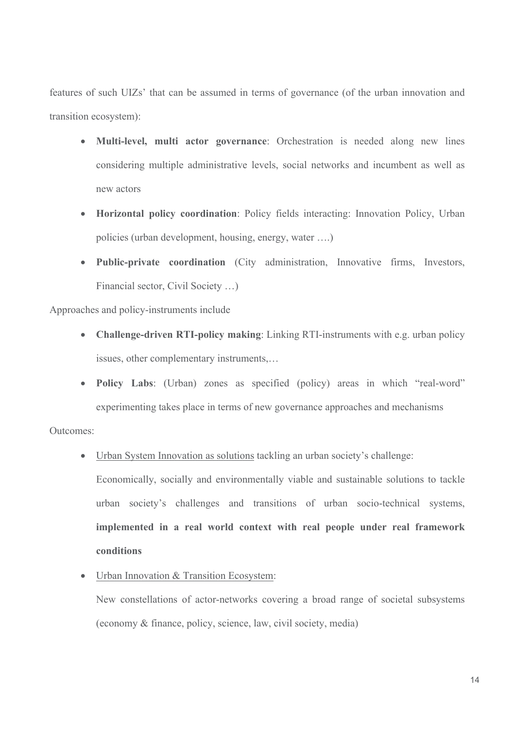features of such UIZs' that can be assumed in terms of governance (of the urban innovation and transition ecosystem):

- **Multi-level, multi actor governance**: Orchestration is needed along new lines considering multiple administrative levels, social networks and incumbent as well as new actors
- **Horizontal policy coordination**: Policy fields interacting: Innovation Policy, Urban policies (urban development, housing, energy, water ….)
- **Public-private coordination** (City administration, Innovative firms, Investors, Financial sector, Civil Society …)

Approaches and policy-instruments include

- **Challenge-driven RTI-policy making**: Linking RTI-instruments with e.g. urban policy issues, other complementary instruments,…
- **Policy Labs**: (Urban) zones as specified (policy) areas in which "real-word" experimenting takes place in terms of new governance approaches and mechanisms

Outcomes:

- <u>Urban System Innovation as solutions</u> tackling an urban society's challenge:

  Economically, socially and environmentally viable and sustainable solutions to tackle urban society's challenges and transitions of urban socio-technical systems, **implemented in a real world context with real people under real framework conditions**

- <u>Urban Innovation & Transition Ecosystem</u>:

  New constellations of actor-networks covering a broad range of societal subsystems (economy & finance, policy, science, law, civil society, media)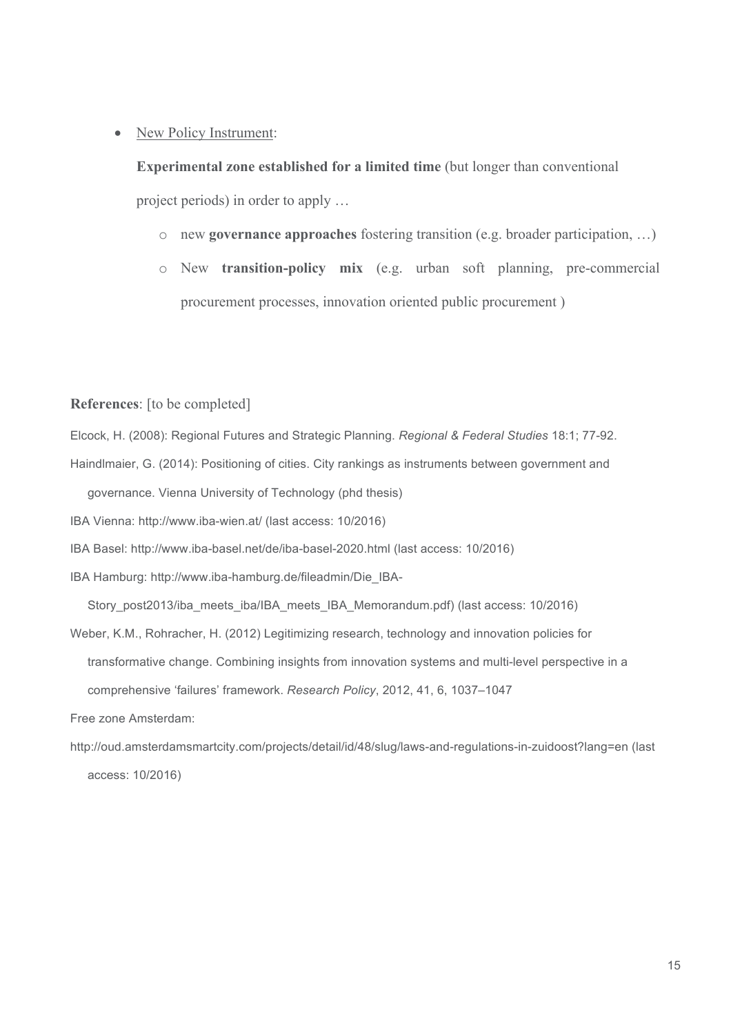- New Policy Instrument:

  **Experimental zone established for a limited time** (but longer than conventional project periods) in order to apply …

  - new **governance approaches** fostering transition (e.g. broader participation, …)
  - New **transition-policy mix** (e.g. urban soft planning, pre-commercial procurement processes, innovation oriented public procurement )

**References**: [to be completed]

Elcock, H. (2008): Regional Futures and Strategic Planning. *Regional & Federal Studies* 18:1; 77-92.

Haindlmaier, G. (2014): Positioning of cities. City rankings as instruments between government and governance. Vienna University of Technology (phd thesis)

IBA Vienna: http://www.iba-wien.at/ (last access: 10/2016)

IBA Basel: http://www.iba-basel.net/de/iba-basel-2020.html (last access: 10/2016)

IBA Hamburg: http://www.iba-hamburg.de/fileadmin/Die_IBA-Story_post2013/iba_meets_iba/IBA_meets_IBA_Memorandum.pdf) (last access: 10/2016)

Weber, K.M., Rohracher, H. (2012) Legitimizing research, technology and innovation policies for transformative change. Combining insights from innovation systems and multi-level perspective in a comprehensive 'failures' framework. *Research Policy*, 2012, 41, 6, 1037–1047

Free zone Amsterdam:

http://oud.amsterdamsmartcity.com/projects/detail/id/48/slug/laws-and-regulations-in-zuidoost?lang=en (last access: 10/2016)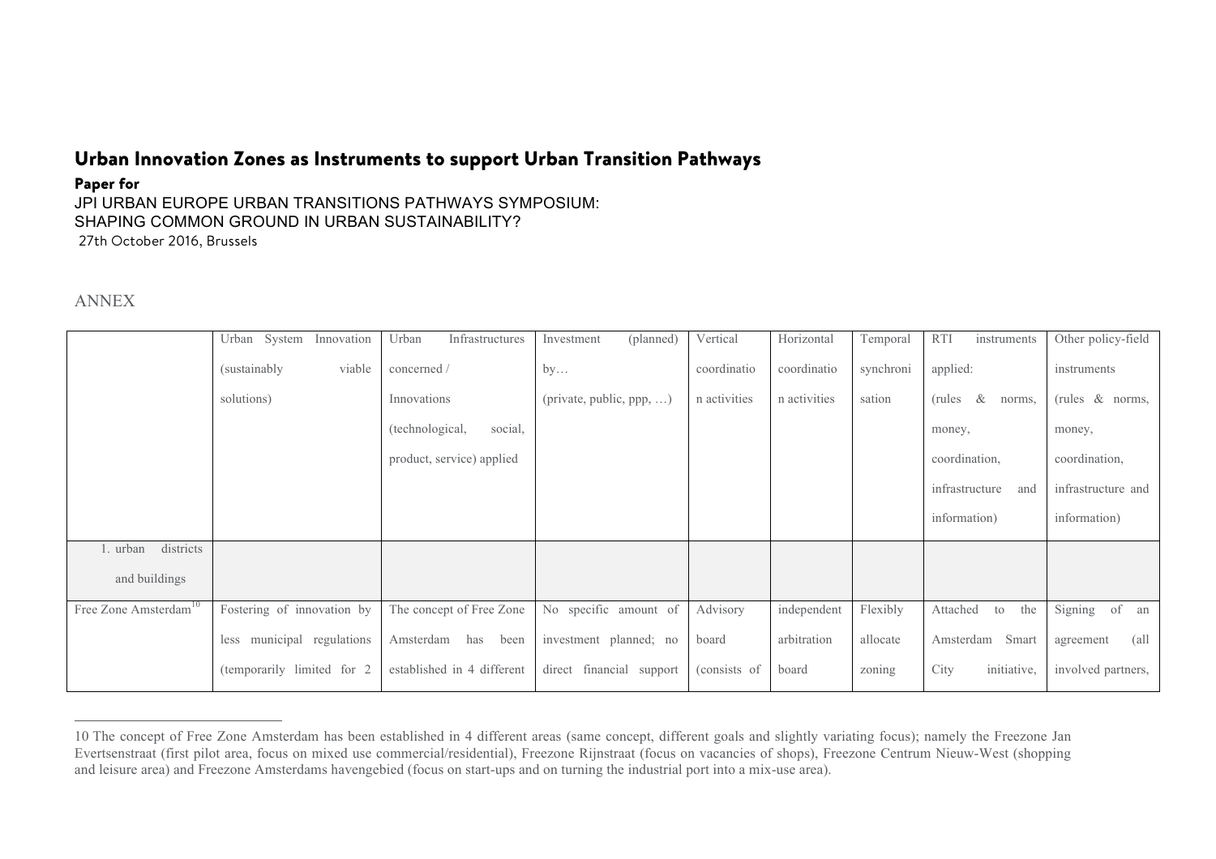# Urban Innovation Zones as Instruments to support Urban Transition Pathways

**Paper for**

JPI URBAN EUROPE URBAN TRANSITIONS PATHWAYS SYMPOSIUM:
SHAPING COMMON GROUND IN URBAN SUSTAINABILITY?
27th October 2016, Brussels

## ANNEX

| | Urban System Innovation (sustainably viable solutions) | Urban Infrastructures concerned / Innovations (technological, social, product, service) applied | Investment (planned) by… (private, public, ppp, …) | Vertical coordination activities | Horizontal coordination activities | Temporal synchronisation | RTI instruments applied: (rules & norms, money, coordination, infrastructure and information) | Other policy-field instruments (rules & norms, money, coordination, infrastructure and information) |
|---|---|---|---|---|---|---|---|---|
| 1. urban districts and buildings | | | | | | | | |
| Free Zone Amsterdam[10] | Fostering of innovation by less municipal regulations (temporarily limited for 2 | The concept of Free Zone Amsterdam has been established in 4 different | No specific amount of investment planned; no direct financial support | Advisory board (consists of | independent arbitration board | Flexibly allocate zoning | Attached to the Amsterdam Smart City initiative, | Signing of an agreement (all involved partners, |

10 The concept of Free Zone Amsterdam has been established in 4 different areas (same concept, different goals and slightly variating focus); namely the Freezone Jan Evertsenstraat (first pilot area, focus on mixed use commercial/residential), Freezone Rijnstraat (focus on vacancies of shops), Freezone Centrum Nieuw-West (shopping and leisure area) and Freezone Amsterdams havengebied (focus on start-ups and on turning the industrial port into a mix-use area).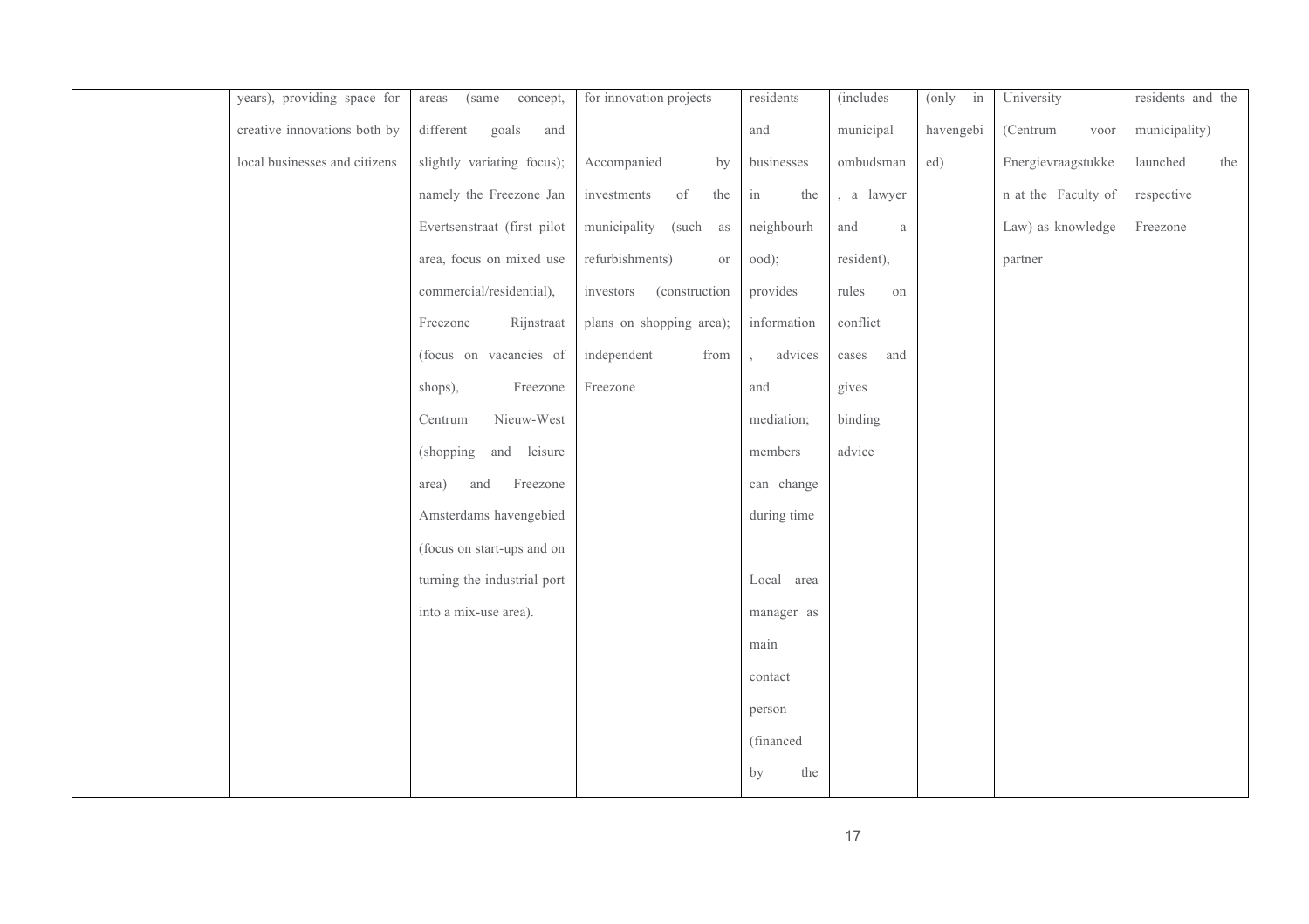| | | | | | | | | |
|---|---|---|---|---|---|---|---|---|
| | years), providing space for creative innovations both by local businesses and citizens | areas (same concept, different goals and slightly variating focus); namely the Freezone Jan Evertsenstraat (first pilot area, focus on mixed use commercial/residential), Freezone Rijnstraat (focus on vacancies of shops), Freezone Centrum Nieuw-West (shopping and leisure area) and Freezone Amsterdams havengebied (focus on start-ups and on turning the industrial port into a mix-use area). | for innovation projects<br><br>Accompanied by investments of the municipality (such as refurbishments) or investors (construction plans on shopping area); independent from Freezone | residents and businesses in the neighbourhood); provides information, advices and mediation; members can change during time<br><br>Local area manager as main contact person (financed by the | (includes municipal ombudsman, a lawyer and a resident), rules on conflict cases and gives binding advice | (only in havengebied) | University (Centrum voor Energievraagstukken at the Faculty of Law) as knowledge partner | residents and the municipality) launched the respective Freezone |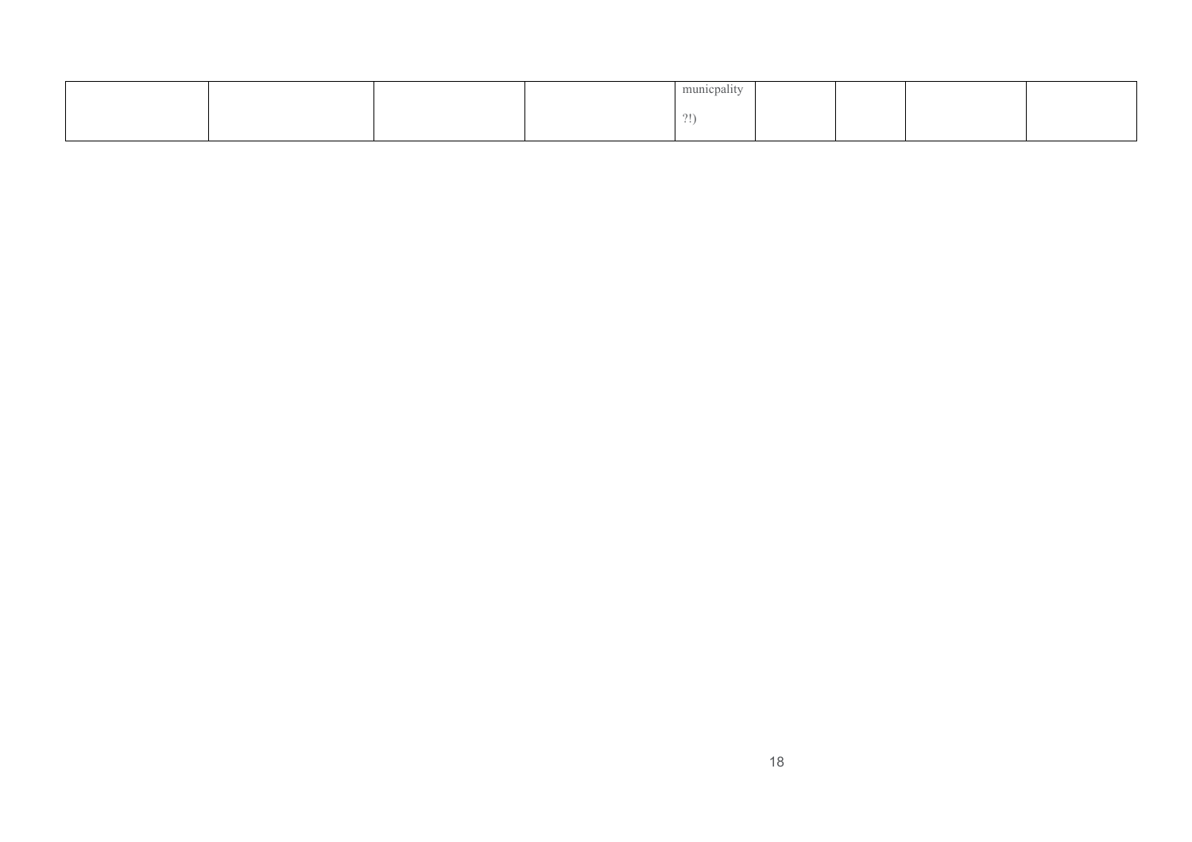| | | | | municpality ?!) | | | | |
|---|---|---|---|---|---|---|---|---|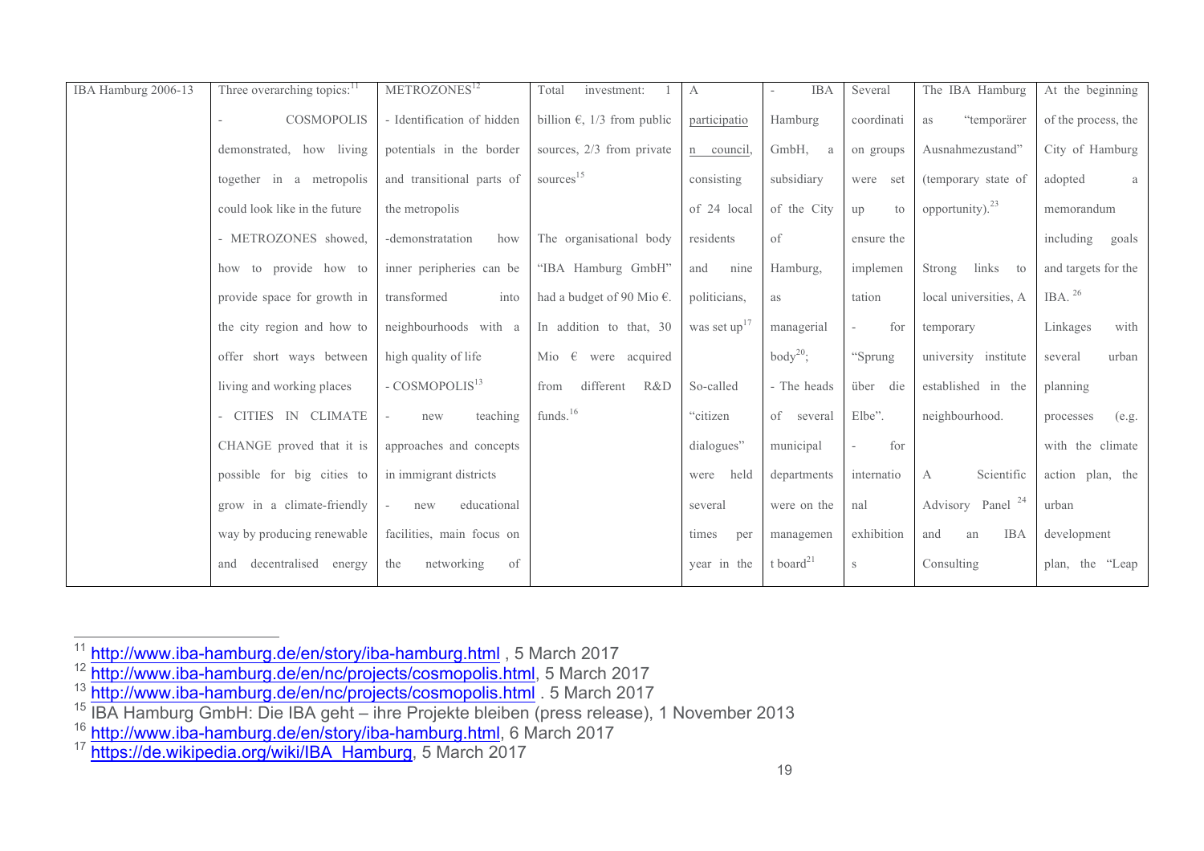| IBA Hamburg 2006-13 | Three overarching topics:[11]<br>- COSMOPOLIS demonstrated, how living together in a metropolis could look like in the future<br>- METROZONES showed, how to provide how to provide space for growth in the city region and how to offer short ways between living and working places<br>- CITIES IN CLIMATE CHANGE proved that it is possible for big cities to grow in a climate-friendly way by producing renewable and decentralised energy | METROZONES[12]<br>- Identification of hidden potentials in the border and transitional parts of the metropolis<br>-demonstratation how inner peripheries can be transformed into neighbourhoods with a high quality of life<br>- COSMOPOLIS[13]<br>- new teaching approaches and concepts in immigrant districts<br>- new educational facilities, main focus on the networking of | Total investment: 1 billion €, 1/3 from public sources, 2/3 from private sources[15]<br><br>The organisational body "IBA Hamburg GmbH" had a budget of 90 Mio €. In addition to that, 30 Mio € were acquired from different R&D funds.[16] | A participation council, consisting of 24 local residents and nine politicians, was set up[17]<br><br>So-called "citizen dialogues" were held several times per year in the | - IBA Hamburg GmbH, a subsidiary of the City of Hamburg, as managerial body[20];<br>- The heads of several municipal departments were on the management board[21] | Several coordination groups were set up to ensure the implementation<br>- for "Sprung über die Elbe".<br>- for international exhibitions | The IBA Hamburg as "temporärer Ausnahmezustand" (temporary state of opportunity).[23]<br><br>Strong links to local universities, A temporary university institute established in the neighbourhood.<br><br>A Scientific Advisory Panel [24] and an IBA Consulting | At the beginning of the process, the City of Hamburg adopted a memorandum including goals and targets for the IBA. [26]<br>Linkages with several urban planning processes (e.g. with the climate action plan, the urban development plan, the "Leap |
|---|---|---|---|---|---|---|---|---|

[11] http://www.iba-hamburg.de/en/story/iba-hamburg.html , 5 March 2017
[12] http://www.iba-hamburg.de/en/nc/projects/cosmopolis.html, 5 March 2017
[13] http://www.iba-hamburg.de/en/nc/projects/cosmopolis.html . 5 March 2017
[15] IBA Hamburg GmbH: Die IBA geht – ihre Projekte bleiben (press release), 1 November 2013
[16] http://www.iba-hamburg.de/en/story/iba-hamburg.html, 6 March 2017
[17] https://de.wikipedia.org/wiki/IBA_Hamburg, 5 March 2017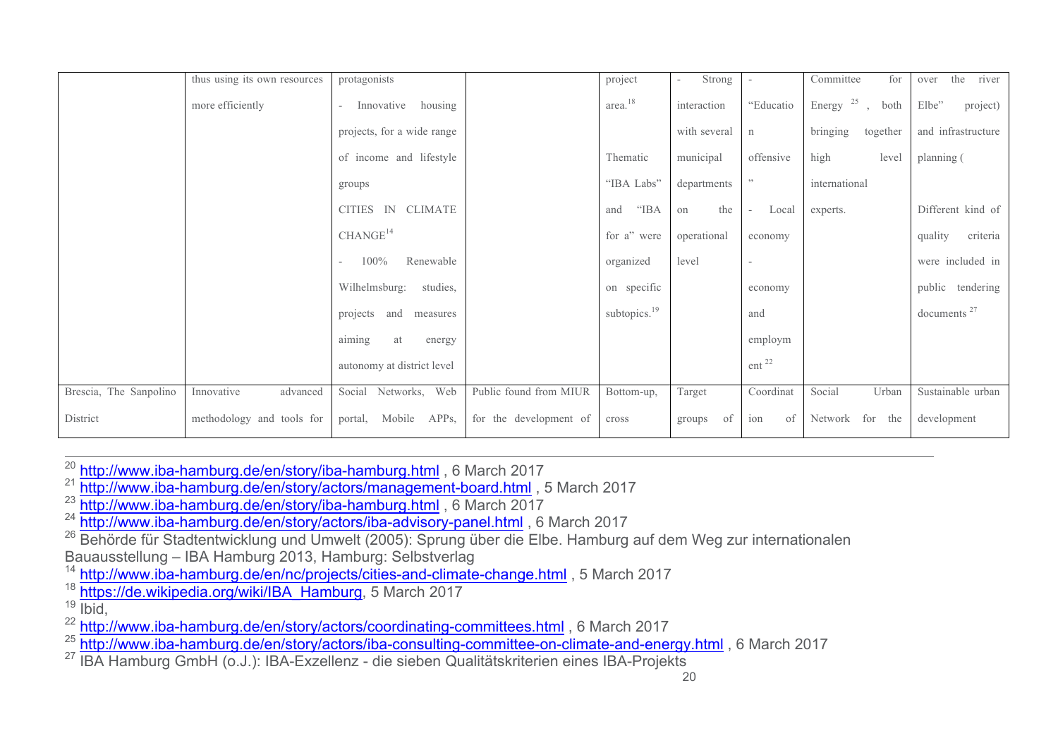| | | | | | | | | |
|---|---|---|---|---|---|---|---|---|
| | thus using its own resources more efficiently | protagonists<br>- Innovative housing projects, for a wide range of income and lifestyle groups<br>CITIES IN CLIMATE CHANGE[14]<br>- 100% Renewable Wilhelmsburg: studies, projects and measures aiming at energy autonomy at district level | | project area.[18]<br><br>Thematic "IBA Labs" and "IBA for a" were organized on specific subtopics.[19] | - Strong interaction with several municipal departments on the operational level | - "Education offensive"<br>- Local economy<br>- economy and employment [22] | Committee for Energy [25], both bringing together high level international experts. | over the river Elbe" project) and infrastructure planning (<br><br>Different kind of quality criteria were included in public tendering documents [27] |
| Brescia, The Sanpolino District | Innovative advanced methodology and tools for | Social Networks, Web portal, Mobile APPs, | Public found from MIUR for the development of | Bottom-up, cross | Target groups of | Coordination of | Social Urban Network for the | Sustainable urban development |

---

[20] http://www.iba-hamburg.de/en/story/iba-hamburg.html , 6 March 2017
[21] http://www.iba-hamburg.de/en/story/actors/management-board.html , 5 March 2017
[23] http://www.iba-hamburg.de/en/story/iba-hamburg.html , 6 March 2017
[24] http://www.iba-hamburg.de/en/story/actors/iba-advisory-panel.html , 6 March 2017
[26] Behörde für Stadtentwicklung und Umwelt (2005): Sprung über die Elbe. Hamburg auf dem Weg zur internationalen Bauausstellung – IBA Hamburg 2013, Hamburg: Selbstverlag
[14] http://www.iba-hamburg.de/en/nc/projects/cities-and-climate-change.html , 5 March 2017
[18] https://de.wikipedia.org/wiki/IBA_Hamburg, 5 March 2017
[19] Ibid,
[22] http://www.iba-hamburg.de/en/story/actors/coordinating-committees.html , 6 March 2017
[25] http://www.iba-hamburg.de/en/story/actors/iba-consulting-committee-on-climate-and-energy.html , 6 March 2017
[27] IBA Hamburg GmbH (o.J.): IBA-Exzellenz - die sieben Qualitätskriterien eines IBA-Projekts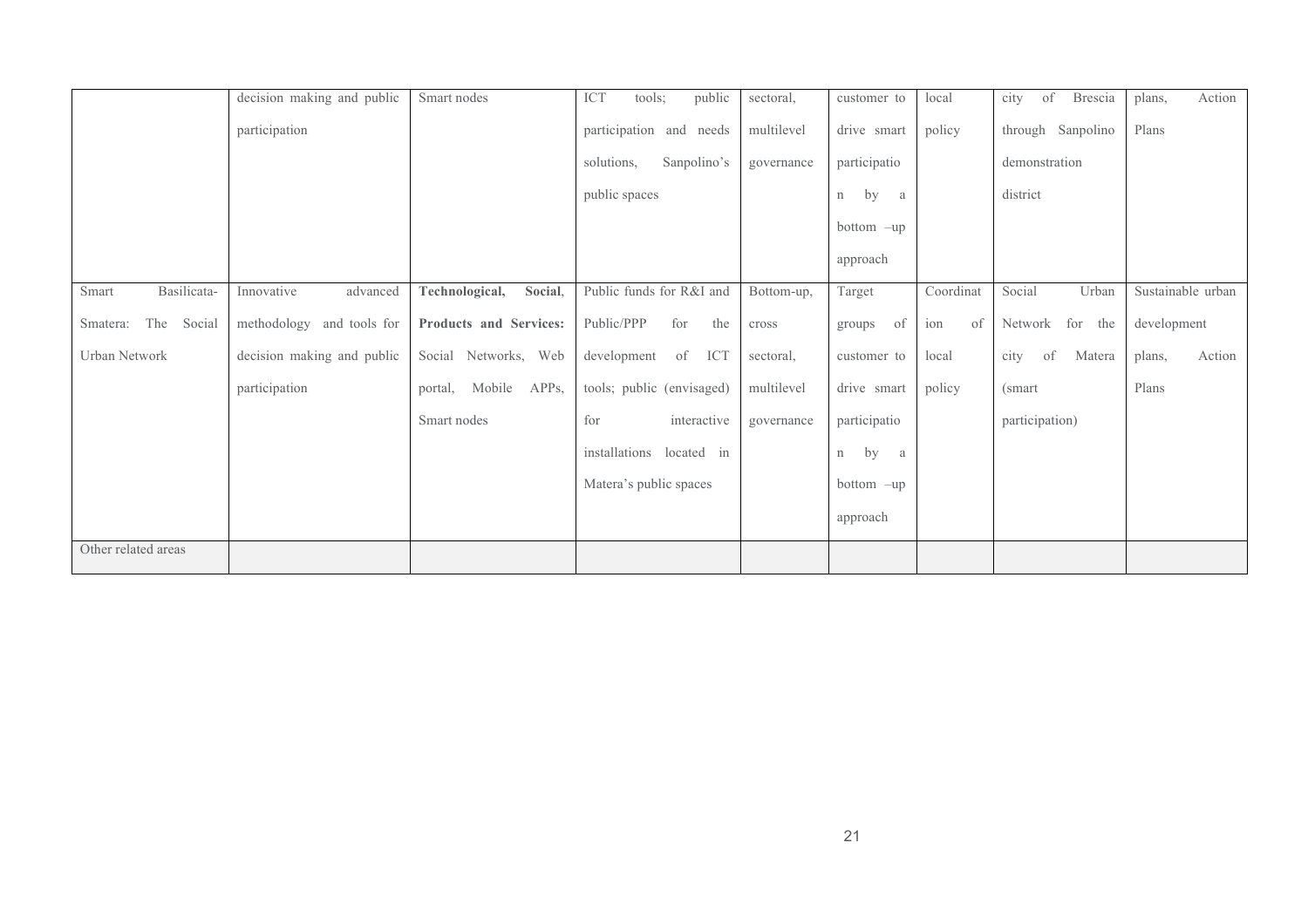| | | | | | | | | |
|---|---|---|---|---|---|---|---|---|
| | decision making and public participation | Smart nodes | ICT tools; public participation and needs solutions, Sanpolino's public spaces | sectoral, multilevel governance | customer to drive smart participation by a bottom –up approach | local policy | city of Brescia through Sanpolino demonstration district | plans, Action Plans |
| Smart Basilicata-Smatera: The Social Urban Network | Innovative advanced methodology and tools for decision making and public participation | **Technological, Social, Products and Services:** Social Networks, Web portal, Mobile APPs, Smart nodes | Public funds for R&I and Public/PPP for the development of ICT tools; public (envisaged) for interactive installations located in Matera's public spaces | Bottom-up, cross sectoral, multilevel governance | Target groups of customer to drive smart participation by a bottom –up approach | Coordination of local policy | Social Urban Network for the city of Matera (smart participation) | Sustainable urban development plans, Action Plans |
| Other related areas | | | | | | | | |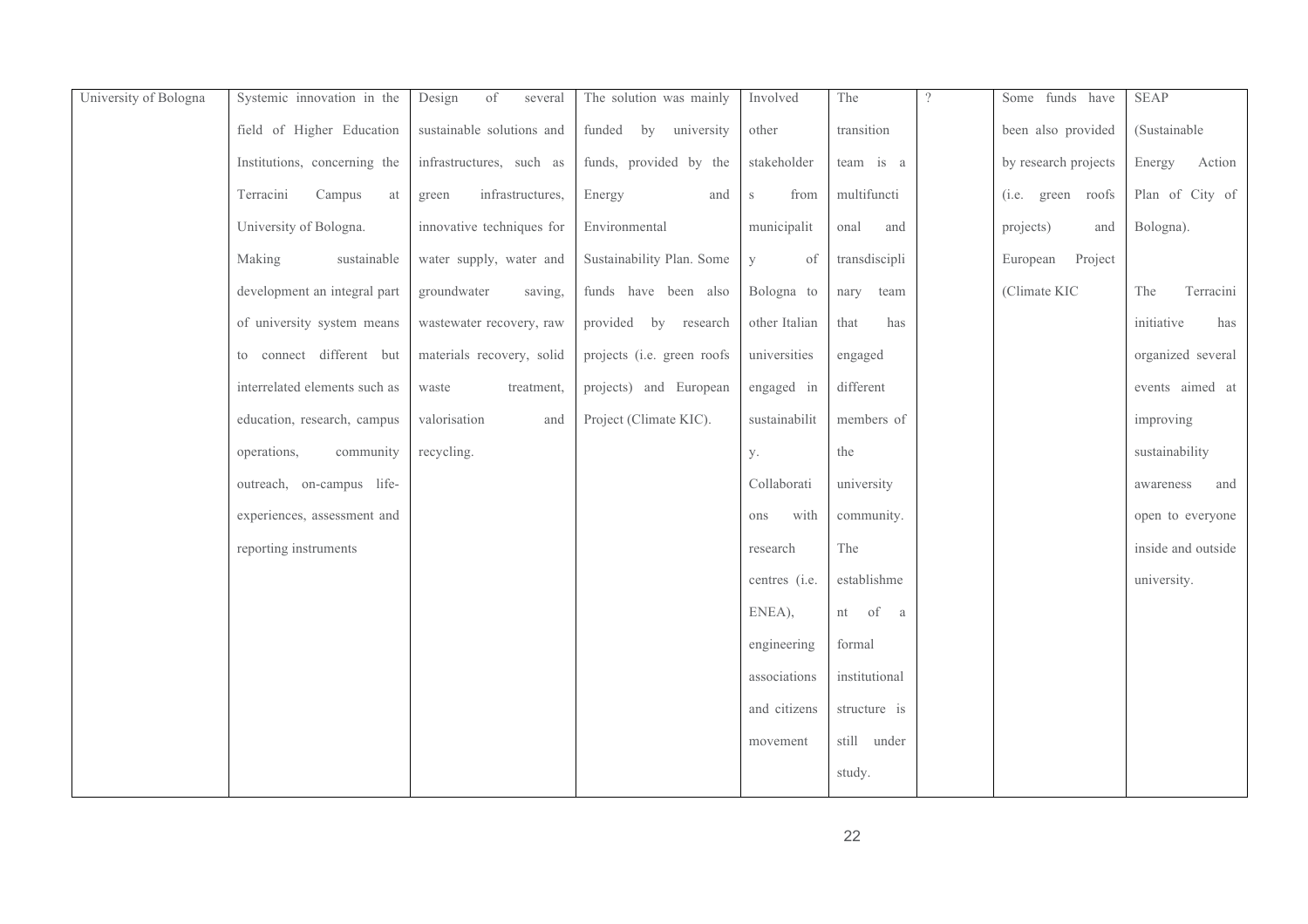| University of Bologna | Systemic innovation in the field of Higher Education Institutions, concerning the Terracini Campus at University of Bologna. Making sustainable development an integral part of university system means to connect different but interrelated elements such as education, research, campus operations, community outreach, on-campus life-experiences, assessment and reporting instruments | Design of several sustainable solutions and infrastructures, such as green infrastructures, innovative techniques for water supply, water and groundwater saving, wastewater recovery, raw materials recovery, solid waste treatment, valorisation and recycling. | The solution was mainly funded by university funds, provided by the Energy and Environmental Sustainability Plan. Some funds have been also provided by research projects (i.e. green roofs projects) and European Project (Climate KIC). | Involved other stakeholders from municipality of Bologna to other Italian universities engaged in sustainability. Collaborations with research centres (i.e. ENEA), engineering associations and citizens movement | The transition team is a multifunctional and transdisciplinary team that has engaged different members of the university community. The establishment of a formal institutional structure is still under study. | ? | Some funds have been also provided by research projects (i.e. green roofs projects) and European Project (Climate KIC | SEAP (Sustainable Energy Action Plan of City of Bologna).<br><br>The Terracini initiative has organized several events aimed at improving sustainability awareness and open to everyone inside and outside university. |
|---|---|---|---|---|---|---|---|---|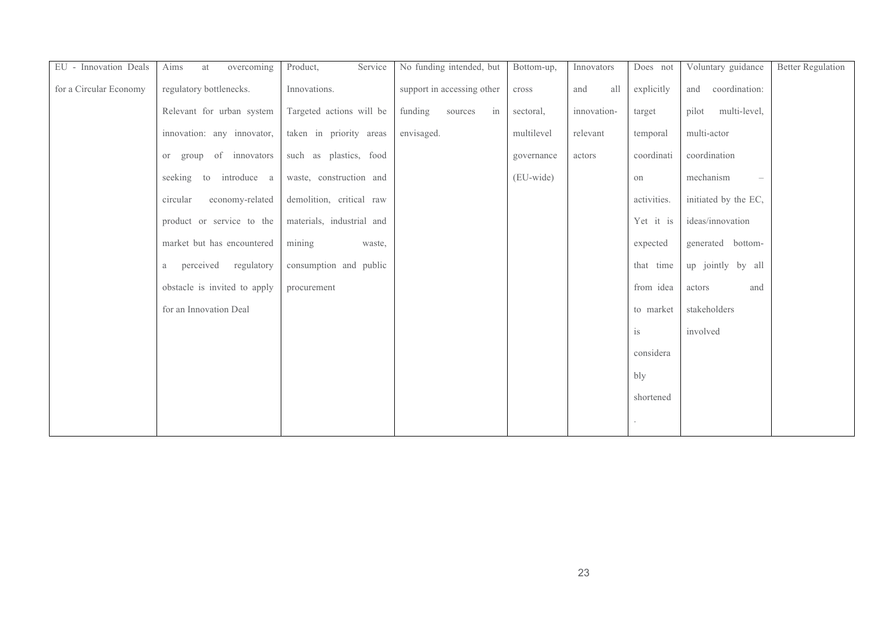| EU - Innovation Deals for a Circular Economy | Aims at overcoming regulatory bottlenecks. Relevant for urban system innovation: any innovator, or group of innovators seeking to introduce a circular economy-related product or service to the market but has encountered a perceived regulatory obstacle is invited to apply for an Innovation Deal | Product, Service Innovations. Targeted actions will be taken in priority areas such as plastics, food waste, construction and demolition, critical raw materials, industrial and mining waste, consumption and public procurement | No funding intended, but support in accessing other funding sources in envisaged. | Bottom-up, cross sectoral, multilevel governance (EU-wide) | Innovators and all innovation-relevant actors | Does not explicitly target temporal coordination activities. Yet it is expected that time from idea to market is considerably shortened. | Voluntary guidance and coordination: pilot multi-level, multi-actor coordination mechanism – initiated by the EC, ideas/innovation generated bottom-up jointly by all actors and stakeholders involved | Better Regulation |
|---|---|---|---|---|---|---|---|---|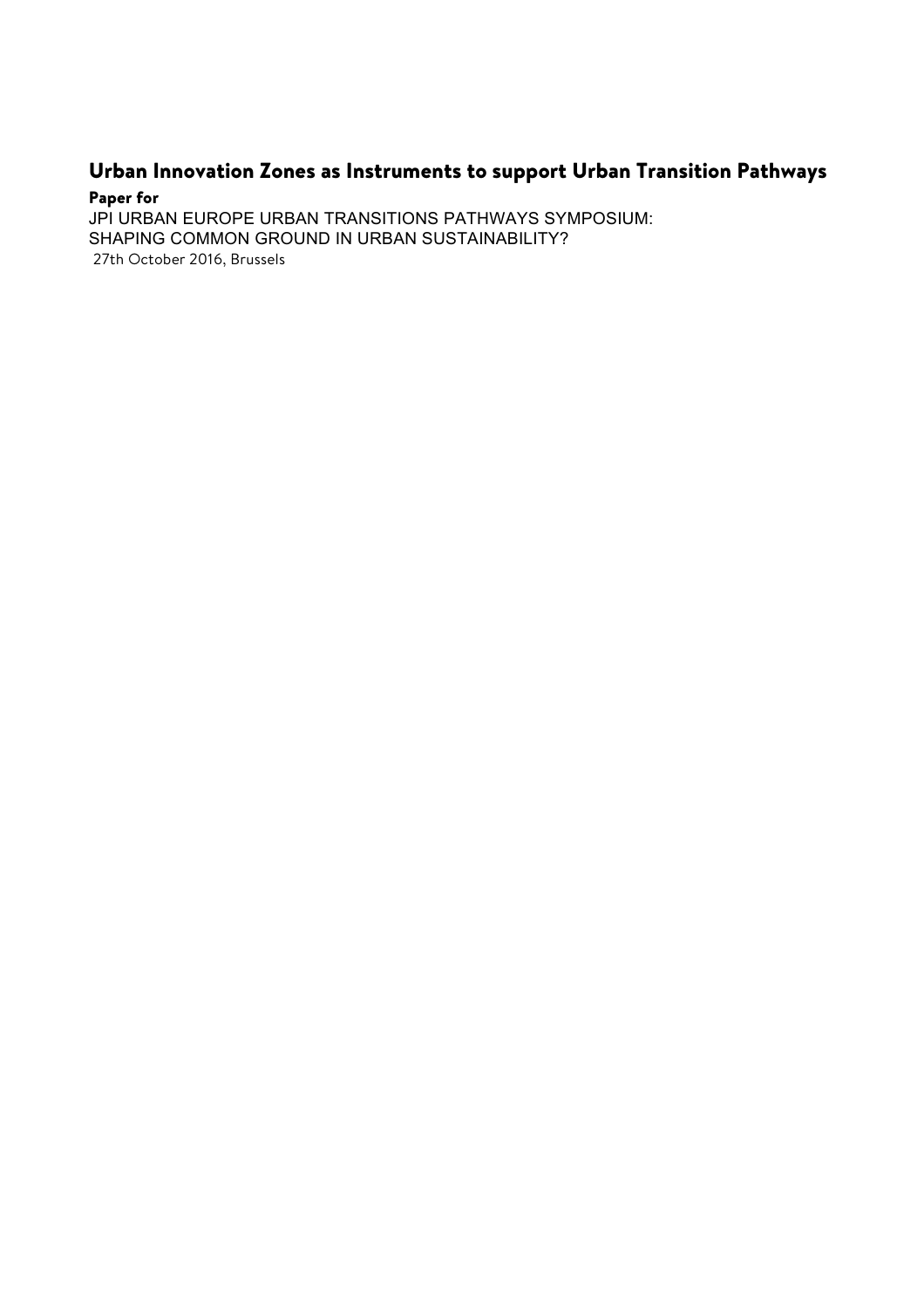## Urban Innovation Zones as Instruments to support Urban Transition Pathways

**Paper for**

JPI URBAN EUROPE URBAN TRANSITIONS PATHWAYS SYMPOSIUM:
SHAPING COMMON GROUND IN URBAN SUSTAINABILITY?

27th October 2016, Brussels